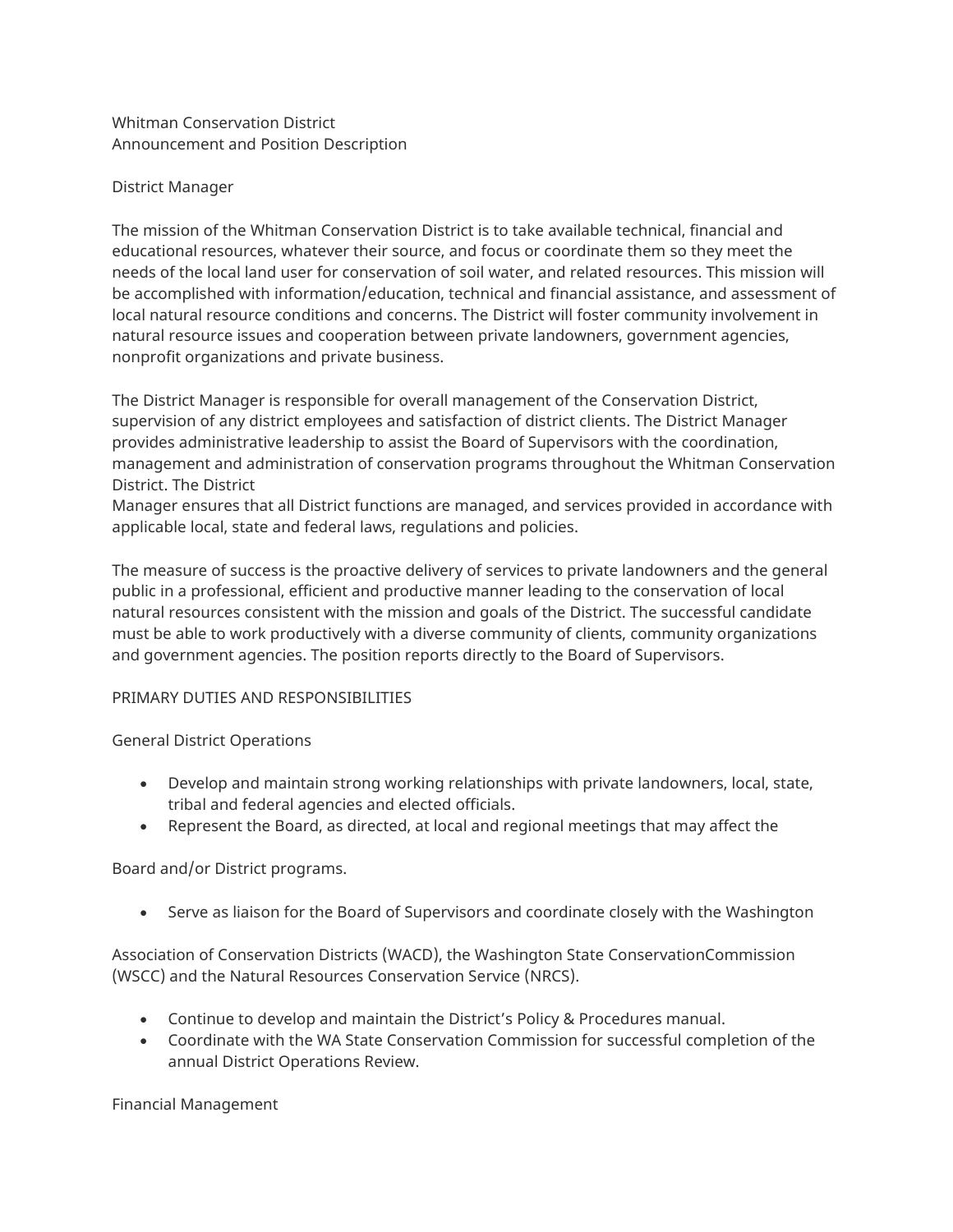Whitman Conservation District
Announcement and Position Description

District Manager

The mission of the Whitman Conservation District is to take available technical, financial and educational resources, whatever their source, and focus or coordinate them so they meet the needs of the local land user for conservation of soil water, and related resources. This mission will be accomplished with information/education, technical and financial assistance, and assessment of local natural resource conditions and concerns. The District will foster community involvement in natural resource issues and cooperation between private landowners, government agencies, nonprofit organizations and private business.

The District Manager is responsible for overall management of the Conservation District, supervision of any district employees and satisfaction of district clients. The District Manager provides administrative leadership to assist the Board of Supervisors with the coordination, management and administration of conservation programs throughout the Whitman Conservation District. The District
Manager ensures that all District functions are managed, and services provided in accordance with applicable local, state and federal laws, regulations and policies.

The measure of success is the proactive delivery of services to private landowners and the general public in a professional, efficient and productive manner leading to the conservation of local natural resources consistent with the mission and goals of the District. The successful candidate must be able to work productively with a diverse community of clients, community organizations and government agencies. The position reports directly to the Board of Supervisors.

PRIMARY DUTIES AND RESPONSIBILITIES

General District Operations

- Develop and maintain strong working relationships with private landowners, local, state, tribal and federal agencies and elected officials.
- Represent the Board, as directed, at local and regional meetings that may affect the

Board and/or District programs.

- Serve as liaison for the Board of Supervisors and coordinate closely with the Washington

Association of Conservation Districts (WACD), the Washington State ConservationCommission (WSCC) and the Natural Resources Conservation Service (NRCS).

- Continue to develop and maintain the District's Policy & Procedures manual.
- Coordinate with the WA State Conservation Commission for successful completion of the annual District Operations Review.

Financial Management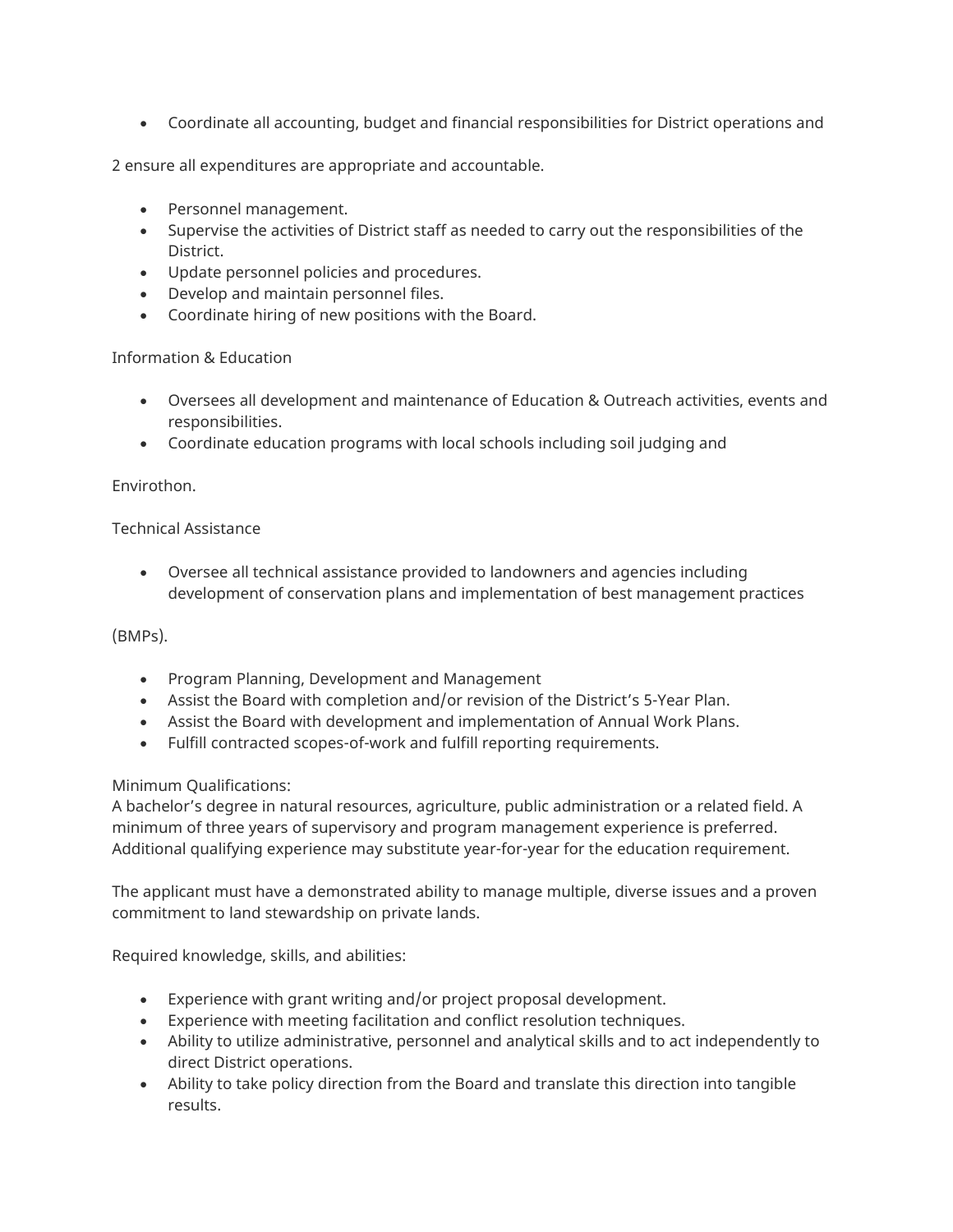- Coordinate all accounting, budget and financial responsibilities for District operations and

2 ensure all expenditures are appropriate and accountable.

- Personnel management.
- Supervise the activities of District staff as needed to carry out the responsibilities of the District.
- Update personnel policies and procedures.
- Develop and maintain personnel files.
- Coordinate hiring of new positions with the Board.

Information & Education

- Oversees all development and maintenance of Education & Outreach activities, events and responsibilities.
- Coordinate education programs with local schools including soil judging and

Envirothon.

Technical Assistance

- Oversee all technical assistance provided to landowners and agencies including development of conservation plans and implementation of best management practices

(BMPs).

- Program Planning, Development and Management
- Assist the Board with completion and/or revision of the District's 5-Year Plan.
- Assist the Board with development and implementation of Annual Work Plans.
- Fulfill contracted scopes-of-work and fulfill reporting requirements.

Minimum Qualifications:
A bachelor's degree in natural resources, agriculture, public administration or a related field. A minimum of three years of supervisory and program management experience is preferred. Additional qualifying experience may substitute year-for-year for the education requirement.

The applicant must have a demonstrated ability to manage multiple, diverse issues and a proven commitment to land stewardship on private lands.

Required knowledge, skills, and abilities:

- Experience with grant writing and/or project proposal development.
- Experience with meeting facilitation and conflict resolution techniques.
- Ability to utilize administrative, personnel and analytical skills and to act independently to direct District operations.
- Ability to take policy direction from the Board and translate this direction into tangible results.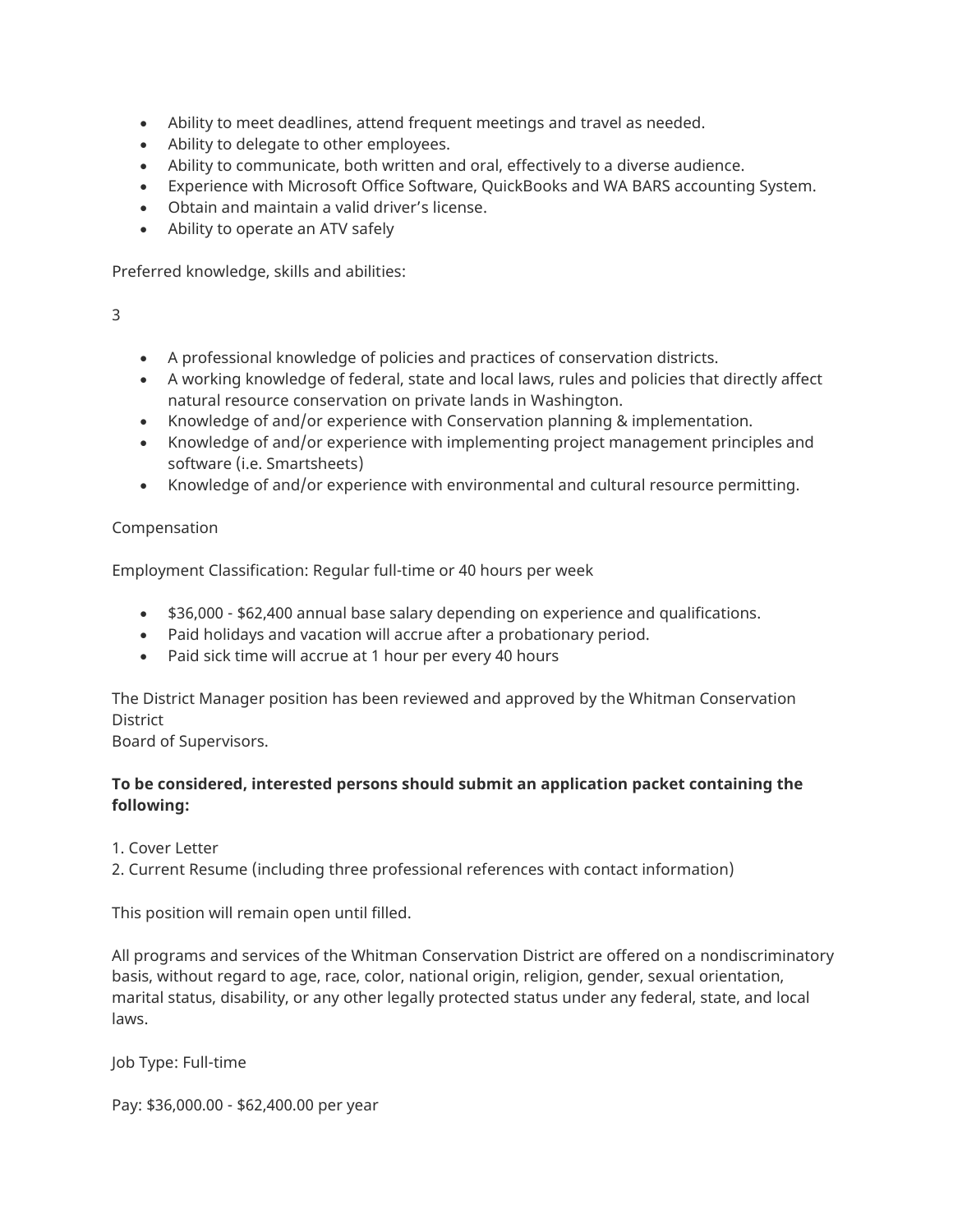- Ability to meet deadlines, attend frequent meetings and travel as needed.
- Ability to delegate to other employees.
- Ability to communicate, both written and oral, effectively to a diverse audience.
- Experience with Microsoft Office Software, QuickBooks and WA BARS accounting System.
- Obtain and maintain a valid driver's license.
- Ability to operate an ATV safely

Preferred knowledge, skills and abilities:

- A professional knowledge of policies and practices of conservation districts.
- A working knowledge of federal, state and local laws, rules and policies that directly affect natural resource conservation on private lands in Washington.
- Knowledge of and/or experience with Conservation planning & implementation.
- Knowledge of and/or experience with implementing project management principles and software (i.e. Smartsheets)
- Knowledge of and/or experience with environmental and cultural resource permitting.

Compensation

Employment Classification: Regular full-time or 40 hours per week

- $36,000 - $62,400 annual base salary depending on experience and qualifications.
- Paid holidays and vacation will accrue after a probationary period.
- Paid sick time will accrue at 1 hour per every 40 hours

The District Manager position has been reviewed and approved by the Whitman Conservation District
Board of Supervisors.

**To be considered, interested persons should submit an application packet containing the following:**

1. Cover Letter
2. Current Resume (including three professional references with contact information)

This position will remain open until filled.

All programs and services of the Whitman Conservation District are offered on a nondiscriminatory basis, without regard to age, race, color, national origin, religion, gender, sexual orientation, marital status, disability, or any other legally protected status under any federal, state, and local laws.

Job Type: Full-time

Pay: $36,000.00 - $62,400.00 per year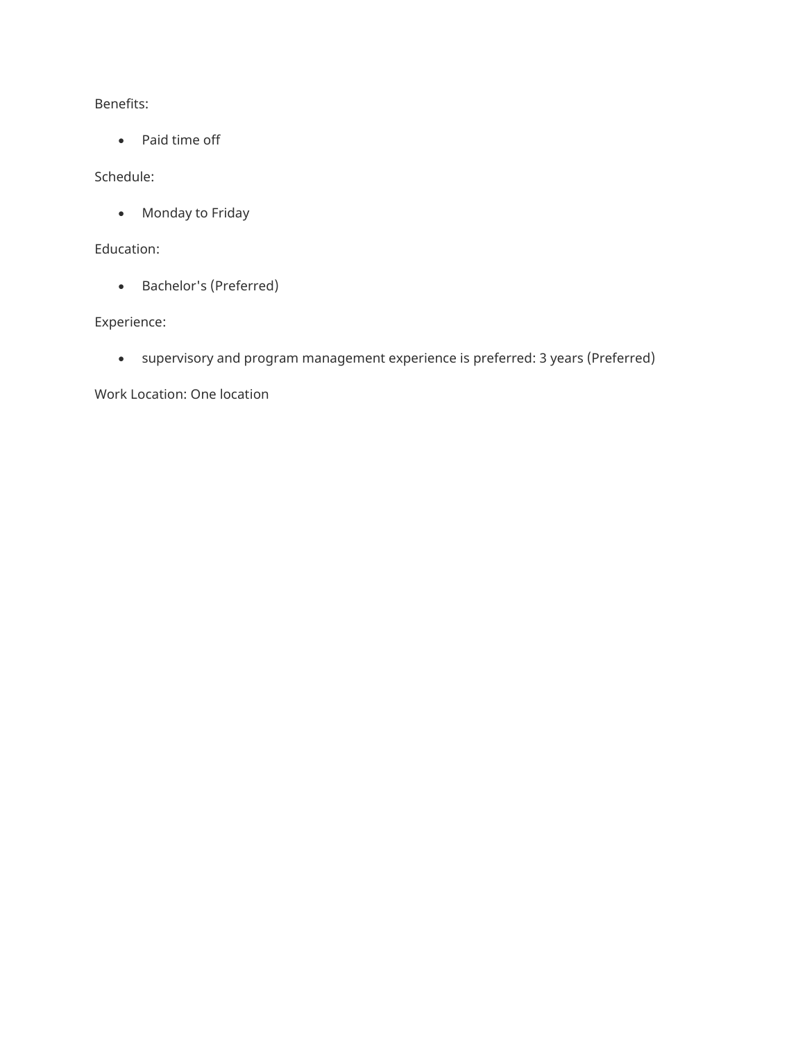Benefits:

- Paid time off

Schedule:

- Monday to Friday

Education:

- Bachelor's (Preferred)

Experience:

- supervisory and program management experience is preferred: 3 years (Preferred)

Work Location: One location